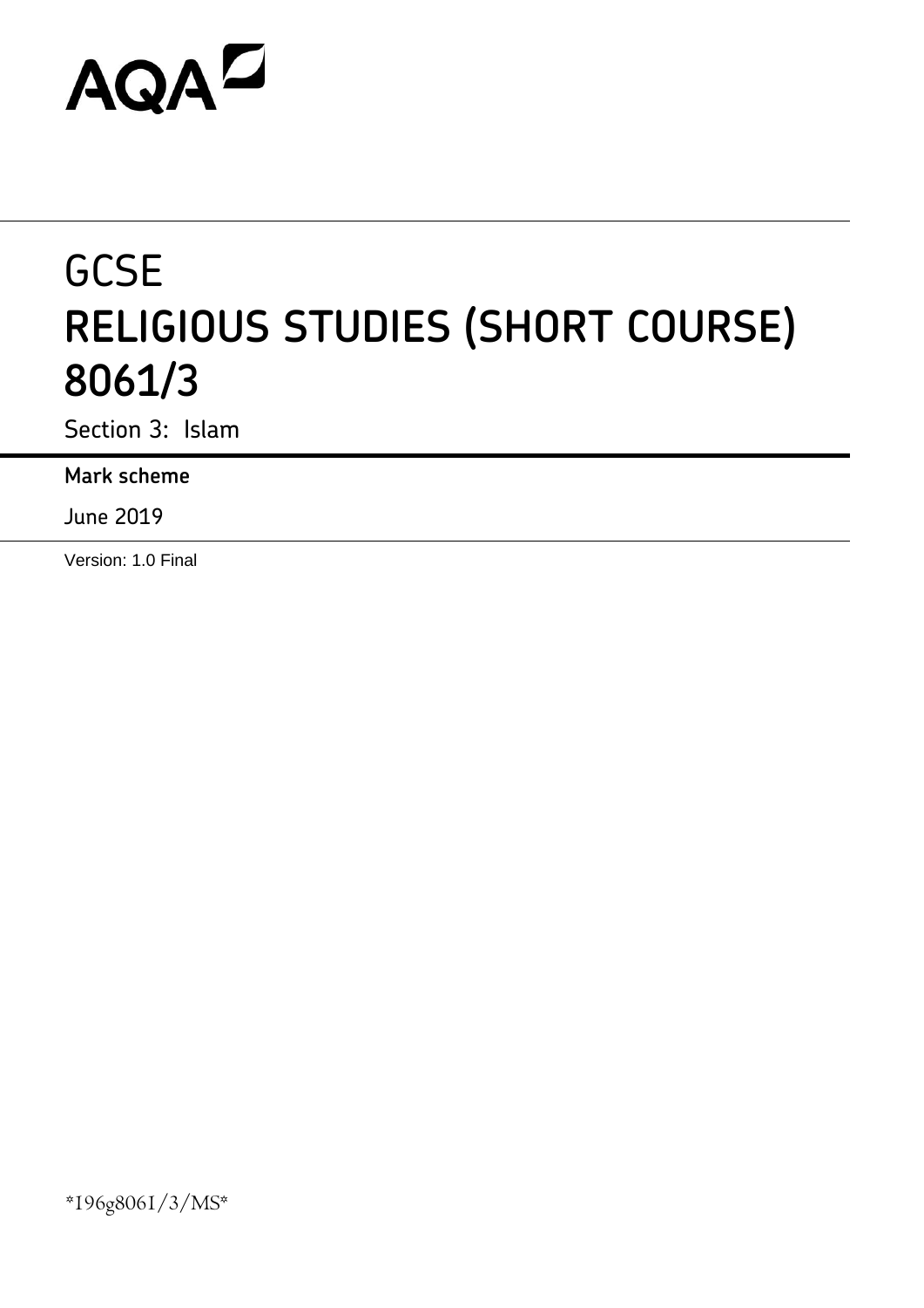AQA

# GCSE
# RELIGIOUS STUDIES (SHORT COURSE) 8061/3

Section 3: Islam

**Mark scheme**

June 2019

Version: 1.0 Final

*196g8061/3/MS*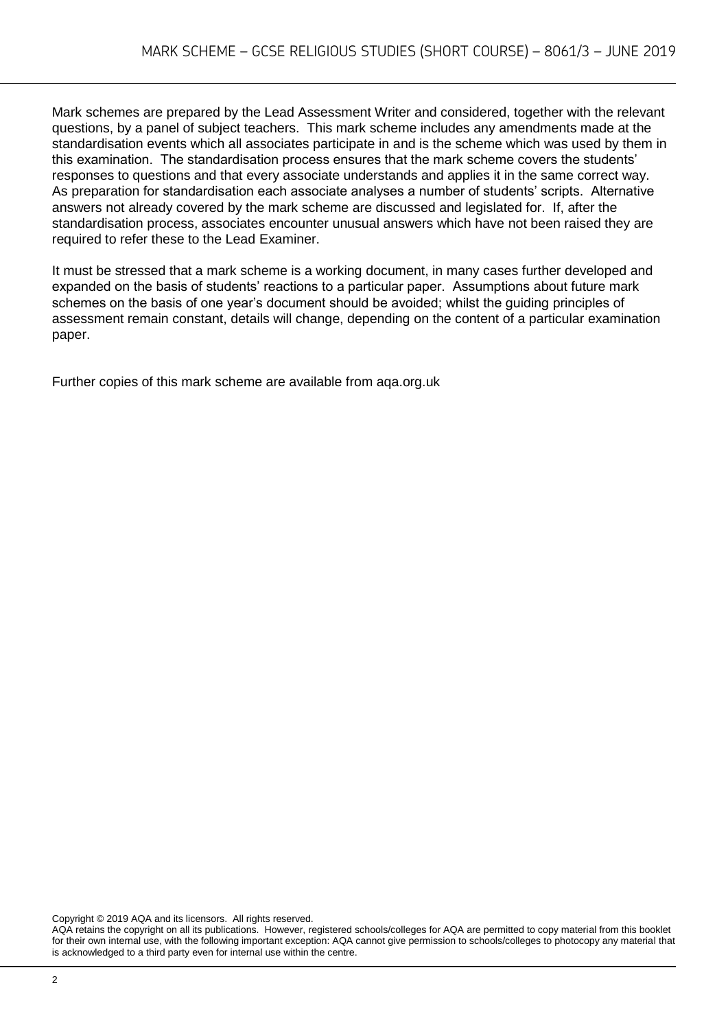Mark schemes are prepared by the Lead Assessment Writer and considered, together with the relevant questions, by a panel of subject teachers. This mark scheme includes any amendments made at the standardisation events which all associates participate in and is the scheme which was used by them in this examination. The standardisation process ensures that the mark scheme covers the students' responses to questions and that every associate understands and applies it in the same correct way. As preparation for standardisation each associate analyses a number of students' scripts. Alternative answers not already covered by the mark scheme are discussed and legislated for. If, after the standardisation process, associates encounter unusual answers which have not been raised they are required to refer these to the Lead Examiner.

It must be stressed that a mark scheme is a working document, in many cases further developed and expanded on the basis of students' reactions to a particular paper. Assumptions about future mark schemes on the basis of one year's document should be avoided; whilst the guiding principles of assessment remain constant, details will change, depending on the content of a particular examination paper.

Further copies of this mark scheme are available from aqa.org.uk

Copyright © 2019 AQA and its licensors. All rights reserved.
AQA retains the copyright on all its publications. However, registered schools/colleges for AQA are permitted to copy material from this booklet for their own internal use, with the following important exception: AQA cannot give permission to schools/colleges to photocopy any material that is acknowledged to a third party even for internal use within the centre.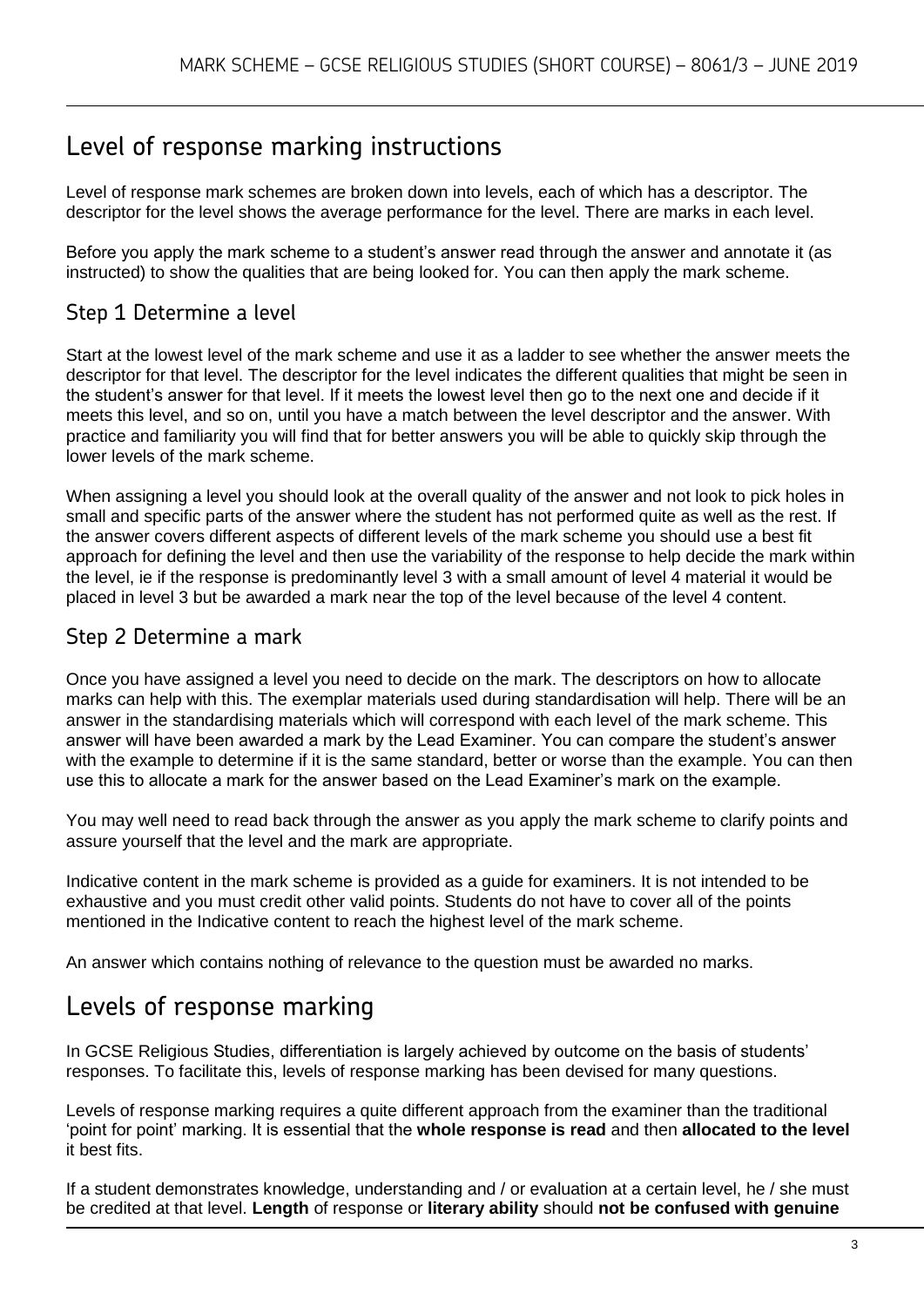## Level of response marking instructions

Level of response mark schemes are broken down into levels, each of which has a descriptor. The descriptor for the level shows the average performance for the level. There are marks in each level.

Before you apply the mark scheme to a student's answer read through the answer and annotate it (as instructed) to show the qualities that are being looked for. You can then apply the mark scheme.

### Step 1 Determine a level

Start at the lowest level of the mark scheme and use it as a ladder to see whether the answer meets the descriptor for that level. The descriptor for the level indicates the different qualities that might be seen in the student's answer for that level. If it meets the lowest level then go to the next one and decide if it meets this level, and so on, until you have a match between the level descriptor and the answer. With practice and familiarity you will find that for better answers you will be able to quickly skip through the lower levels of the mark scheme.

When assigning a level you should look at the overall quality of the answer and not look to pick holes in small and specific parts of the answer where the student has not performed quite as well as the rest. If the answer covers different aspects of different levels of the mark scheme you should use a best fit approach for defining the level and then use the variability of the response to help decide the mark within the level, ie if the response is predominantly level 3 with a small amount of level 4 material it would be placed in level 3 but be awarded a mark near the top of the level because of the level 4 content.

### Step 2 Determine a mark

Once you have assigned a level you need to decide on the mark. The descriptors on how to allocate marks can help with this. The exemplar materials used during standardisation will help. There will be an answer in the standardising materials which will correspond with each level of the mark scheme. This answer will have been awarded a mark by the Lead Examiner. You can compare the student's answer with the example to determine if it is the same standard, better or worse than the example. You can then use this to allocate a mark for the answer based on the Lead Examiner's mark on the example.

You may well need to read back through the answer as you apply the mark scheme to clarify points and assure yourself that the level and the mark are appropriate.

Indicative content in the mark scheme is provided as a guide for examiners. It is not intended to be exhaustive and you must credit other valid points. Students do not have to cover all of the points mentioned in the Indicative content to reach the highest level of the mark scheme.

An answer which contains nothing of relevance to the question must be awarded no marks.

## Levels of response marking

In GCSE Religious Studies, differentiation is largely achieved by outcome on the basis of students' responses. To facilitate this, levels of response marking has been devised for many questions.

Levels of response marking requires a quite different approach from the examiner than the traditional 'point for point' marking. It is essential that the **whole response is read** and then **allocated to the level** it best fits.

If a student demonstrates knowledge, understanding and / or evaluation at a certain level, he / she must be credited at that level. **Length** of response or **literary ability** should **not be confused with genuine**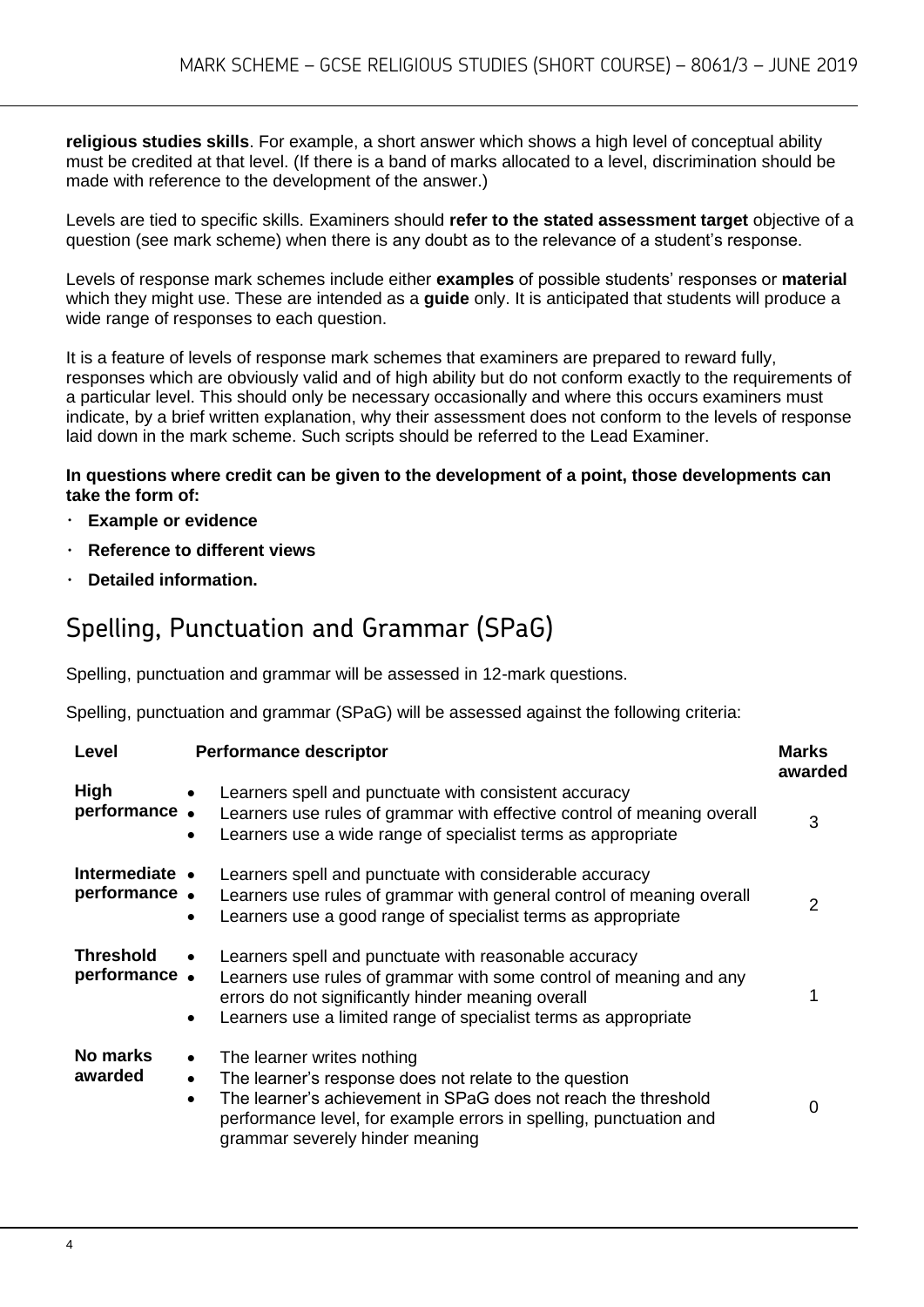**religious studies skills**. For example, a short answer which shows a high level of conceptual ability must be credited at that level. (If there is a band of marks allocated to a level, discrimination should be made with reference to the development of the answer.)

Levels are tied to specific skills. Examiners should **refer to the stated assessment target** objective of a question (see mark scheme) when there is any doubt as to the relevance of a student's response.

Levels of response mark schemes include either **examples** of possible students' responses or **material** which they might use. These are intended as a **guide** only. It is anticipated that students will produce a wide range of responses to each question.

It is a feature of levels of response mark schemes that examiners are prepared to reward fully, responses which are obviously valid and of high ability but do not conform exactly to the requirements of a particular level. This should only be necessary occasionally and where this occurs examiners must indicate, by a brief written explanation, why their assessment does not conform to the levels of response laid down in the mark scheme. Such scripts should be referred to the Lead Examiner.

**In questions where credit can be given to the development of a point, those developments can take the form of:**

- **Example or evidence**
- **Reference to different views**
- **Detailed information.**

## Spelling, Punctuation and Grammar (SPaG)

Spelling, punctuation and grammar will be assessed in 12-mark questions.

Spelling, punctuation and grammar (SPaG) will be assessed against the following criteria:

| Level | Performance descriptor | Marks awarded |
|---|---|---|
| **High performance** | • Learners spell and punctuate with consistent accuracy<br>• Learners use rules of grammar with effective control of meaning overall<br>• Learners use a wide range of specialist terms as appropriate | 3 |
| **Intermediate performance** | • Learners spell and punctuate with considerable accuracy<br>• Learners use rules of grammar with general control of meaning overall<br>• Learners use a good range of specialist terms as appropriate | 2 |
| **Threshold performance** | • Learners spell and punctuate with reasonable accuracy<br>• Learners use rules of grammar with some control of meaning and any errors do not significantly hinder meaning overall<br>• Learners use a limited range of specialist terms as appropriate | 1 |
| **No marks awarded** | • The learner writes nothing<br>• The learner's response does not relate to the question<br>• The learner's achievement in SPaG does not reach the threshold performance level, for example errors in spelling, punctuation and grammar severely hinder meaning | 0 |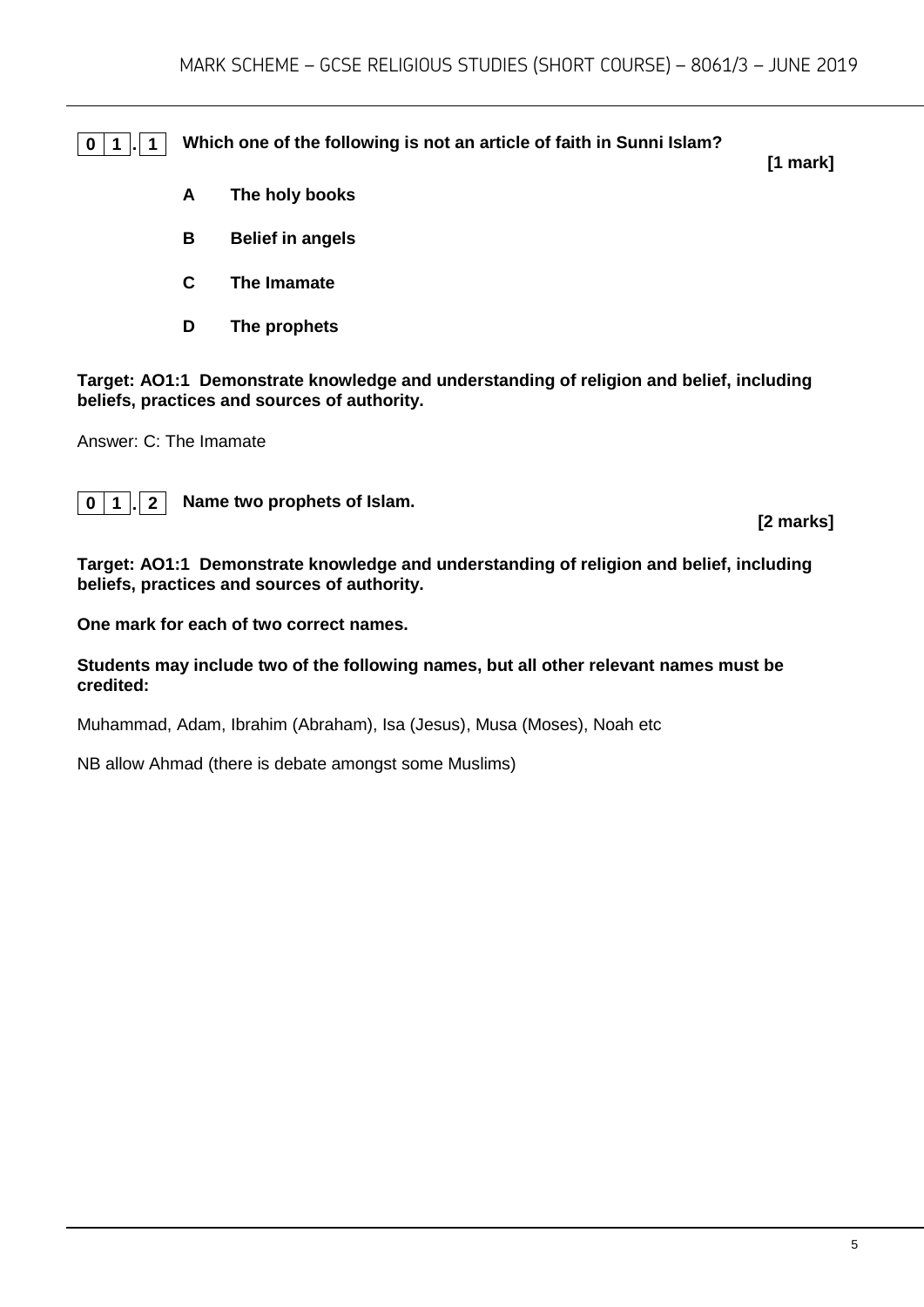**0 1 . 1** **Which one of the following is not an article of faith in Sunni Islam?**

**[1 mark]**

**A** **The holy books**

**B** **Belief in angels**

**C** **The Imamate**

**D** **The prophets**

**Target: AO1:1 Demonstrate knowledge and understanding of religion and belief, including beliefs, practices and sources of authority.**

Answer: C: The Imamate

**0 1 . 2** **Name two prophets of Islam.**

**[2 marks]**

**Target: AO1:1 Demonstrate knowledge and understanding of religion and belief, including beliefs, practices and sources of authority.**

**One mark for each of two correct names.**

**Students may include two of the following names, but all other relevant names must be credited:**

Muhammad, Adam, Ibrahim (Abraham), Isa (Jesus), Musa (Moses), Noah etc

NB allow Ahmad (there is debate amongst some Muslims)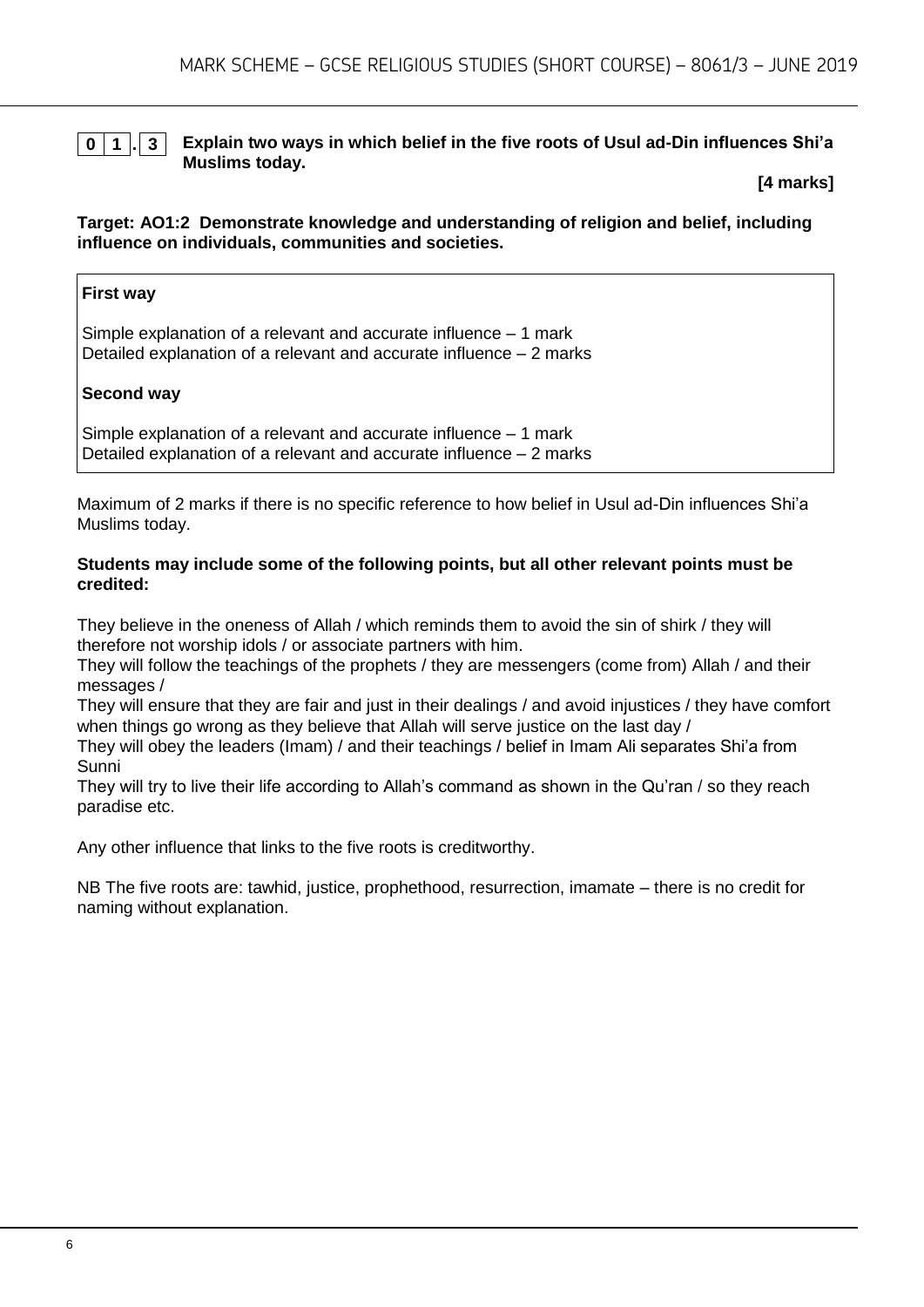**0 1 . 3** **Explain two ways in which belief in the five roots of Usul ad-Din influences Shi'a Muslims today.**

**[4 marks]**

**Target: AO1:2 Demonstrate knowledge and understanding of religion and belief, including influence on individuals, communities and societies.**

**First way**

Simple explanation of a relevant and accurate influence – 1 mark
Detailed explanation of a relevant and accurate influence – 2 marks

**Second way**

Simple explanation of a relevant and accurate influence – 1 mark
Detailed explanation of a relevant and accurate influence – 2 marks

Maximum of 2 marks if there is no specific reference to how belief in Usul ad-Din influences Shi'a Muslims today.

**Students may include some of the following points, but all other relevant points must be credited:**

They believe in the oneness of Allah / which reminds them to avoid the sin of shirk / they will therefore not worship idols / or associate partners with him.
They will follow the teachings of the prophets / they are messengers (come from) Allah / and their messages /
They will ensure that they are fair and just in their dealings / and avoid injustices / they have comfort when things go wrong as they believe that Allah will serve justice on the last day /
They will obey the leaders (Imam) / and their teachings / belief in Imam Ali separates Shi'a from Sunni
They will try to live their life according to Allah's command as shown in the Qu'ran / so they reach paradise etc.

Any other influence that links to the five roots is creditworthy.

NB The five roots are: tawhid, justice, prophethood, resurrection, imamate – there is no credit for naming without explanation.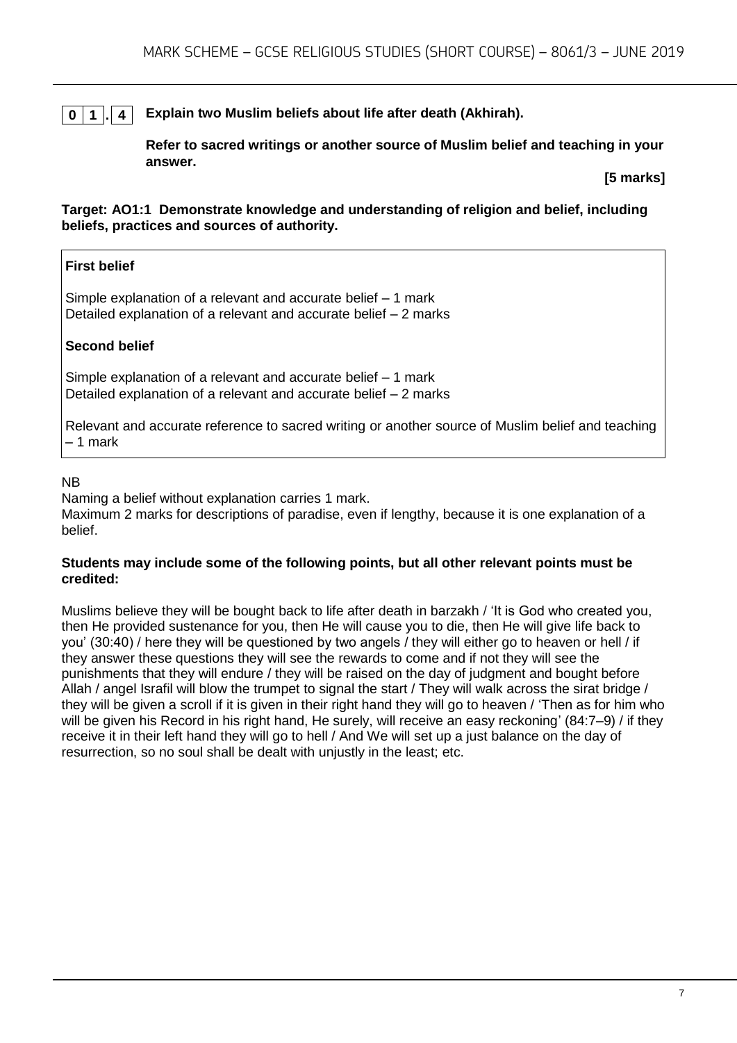**0 1 . 4** **Explain two Muslim beliefs about life after death (Akhirah).**

**Refer to sacred writings or another source of Muslim belief and teaching in your answer.**

**[5 marks]**

**Target: AO1:1 Demonstrate knowledge and understanding of religion and belief, including beliefs, practices and sources of authority.**

**First belief**

Simple explanation of a relevant and accurate belief – 1 mark
Detailed explanation of a relevant and accurate belief – 2 marks

**Second belief**

Simple explanation of a relevant and accurate belief – 1 mark
Detailed explanation of a relevant and accurate belief – 2 marks

Relevant and accurate reference to sacred writing or another source of Muslim belief and teaching – 1 mark

NB
Naming a belief without explanation carries 1 mark.
Maximum 2 marks for descriptions of paradise, even if lengthy, because it is one explanation of a belief.

**Students may include some of the following points, but all other relevant points must be credited:**

Muslims believe they will be bought back to life after death in barzakh / 'It is God who created you, then He provided sustenance for you, then He will cause you to die, then He will give life back to you' (30:40) / here they will be questioned by two angels / they will either go to heaven or hell / if they answer these questions they will see the rewards to come and if not they will see the punishments that they will endure / they will be raised on the day of judgment and bought before Allah / angel Israfil will blow the trumpet to signal the start / They will walk across the sirat bridge / they will be given a scroll if it is given in their right hand they will go to heaven / 'Then as for him who will be given his Record in his right hand, He surely, will receive an easy reckoning' (84:7–9) / if they receive it in their left hand they will go to hell / And We will set up a just balance on the day of resurrection, so no soul shall be dealt with unjustly in the least; etc.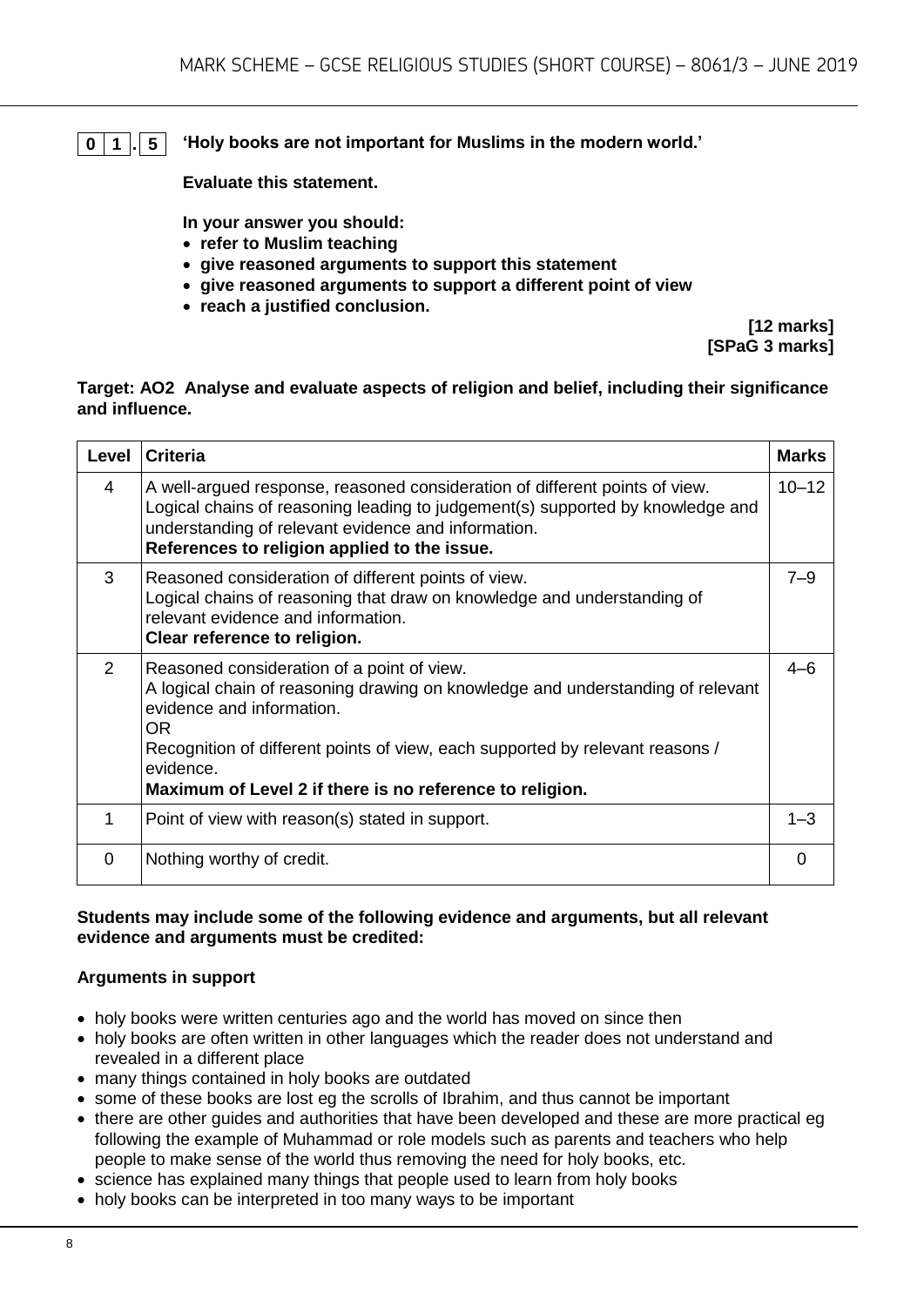**0 1 . 5** **'Holy books are not important for Muslims in the modern world.'**

**Evaluate this statement.**

**In your answer you should:**

- **refer to Muslim teaching**
- **give reasoned arguments to support this statement**
- **give reasoned arguments to support a different point of view**
- **reach a justified conclusion.**

**[12 marks]**
**[SPaG 3 marks]**

**Target: AO2 Analyse and evaluate aspects of religion and belief, including their significance and influence.**

| Level | Criteria | Marks |
|---|---|---|
| 4 | A well-argued response, reasoned consideration of different points of view. Logical chains of reasoning leading to judgement(s) supported by knowledge and understanding of relevant evidence and information. **References to religion applied to the issue.** | 10–12 |
| 3 | Reasoned consideration of different points of view. Logical chains of reasoning that draw on knowledge and understanding of relevant evidence and information. **Clear reference to religion.** | 7–9 |
| 2 | Reasoned consideration of a point of view. A logical chain of reasoning drawing on knowledge and understanding of relevant evidence and information. OR Recognition of different points of view, each supported by relevant reasons / evidence. **Maximum of Level 2 if there is no reference to religion.** | 4–6 |
| 1 | Point of view with reason(s) stated in support. | 1–3 |
| 0 | Nothing worthy of credit. | 0 |

**Students may include some of the following evidence and arguments, but all relevant evidence and arguments must be credited:**

**Arguments in support**

- holy books were written centuries ago and the world has moved on since then
- holy books are often written in other languages which the reader does not understand and revealed in a different place
- many things contained in holy books are outdated
- some of these books are lost eg the scrolls of Ibrahim, and thus cannot be important
- there are other guides and authorities that have been developed and these are more practical eg following the example of Muhammad or role models such as parents and teachers who help people to make sense of the world thus removing the need for holy books, etc.
- science has explained many things that people used to learn from holy books
- holy books can be interpreted in too many ways to be important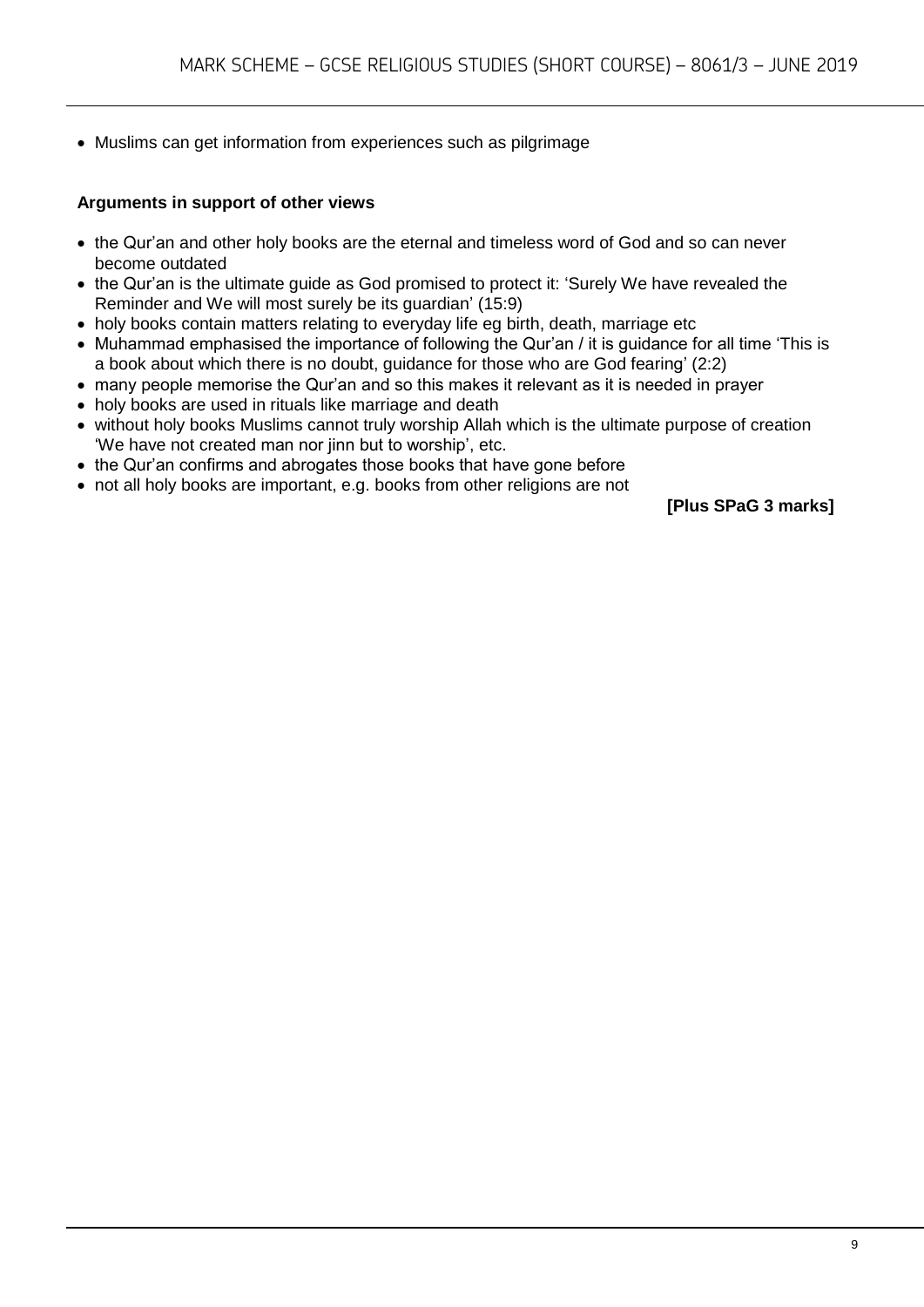- Muslims can get information from experiences such as pilgrimage

**Arguments in support of other views**

- the Qur'an and other holy books are the eternal and timeless word of God and so can never become outdated
- the Qur'an is the ultimate guide as God promised to protect it: 'Surely We have revealed the Reminder and We will most surely be its guardian' (15:9)
- holy books contain matters relating to everyday life eg birth, death, marriage etc
- Muhammad emphasised the importance of following the Qur'an / it is guidance for all time 'This is a book about which there is no doubt, guidance for those who are God fearing' (2:2)
- many people memorise the Qur'an and so this makes it relevant as it is needed in prayer
- holy books are used in rituals like marriage and death
- without holy books Muslims cannot truly worship Allah which is the ultimate purpose of creation 'We have not created man nor jinn but to worship', etc.
- the Qur'an confirms and abrogates those books that have gone before
- not all holy books are important, e.g. books from other religions are not

**[Plus SPaG 3 marks]**